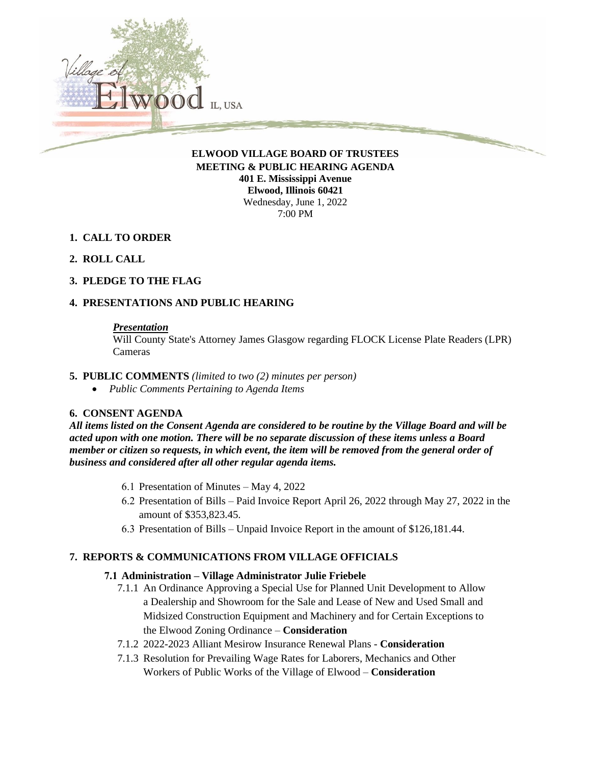Village of Elwood IL, USA

**ELWOOD VILLAGE BOARD OF TRUSTEES**
**MEETING & PUBLIC HEARING AGENDA**
**401 E. Mississippi Avenue**
**Elwood, Illinois 60421**
Wednesday, June 1, 2022
7:00 PM

**1. CALL TO ORDER**

**2. ROLL CALL**

**3. PLEDGE TO THE FLAG**

**4. PRESENTATIONS AND PUBLIC HEARING**

***Presentation***
Will County State's Attorney James Glasgow regarding FLOCK License Plate Readers (LPR) Cameras

**5. PUBLIC COMMENTS** *(limited to two (2) minutes per person)*

- *Public Comments Pertaining to Agenda Items*

**6. CONSENT AGENDA**

***All items listed on the Consent Agenda are considered to be routine by the Village Board and will be acted upon with one motion. There will be no separate discussion of these items unless a Board member or citizen so requests, in which event, the item will be removed from the general order of business and considered after all other regular agenda items.***

6.1 Presentation of Minutes – May 4, 2022

6.2 Presentation of Bills – Paid Invoice Report April 26, 2022 through May 27, 2022 in the amount of $353,823.45.

6.3 Presentation of Bills – Unpaid Invoice Report in the amount of $126,181.44.

**7. REPORTS & COMMUNICATIONS FROM VILLAGE OFFICIALS**

**7.1 Administration – Village Administrator Julie Friebele**

7.1.1 An Ordinance Approving a Special Use for Planned Unit Development to Allow a Dealership and Showroom for the Sale and Lease of New and Used Small and Midsized Construction Equipment and Machinery and for Certain Exceptions to the Elwood Zoning Ordinance – **Consideration**

7.1.2 2022-2023 Alliant Mesirow Insurance Renewal Plans - **Consideration**

7.1.3 Resolution for Prevailing Wage Rates for Laborers, Mechanics and Other Workers of Public Works of the Village of Elwood – **Consideration**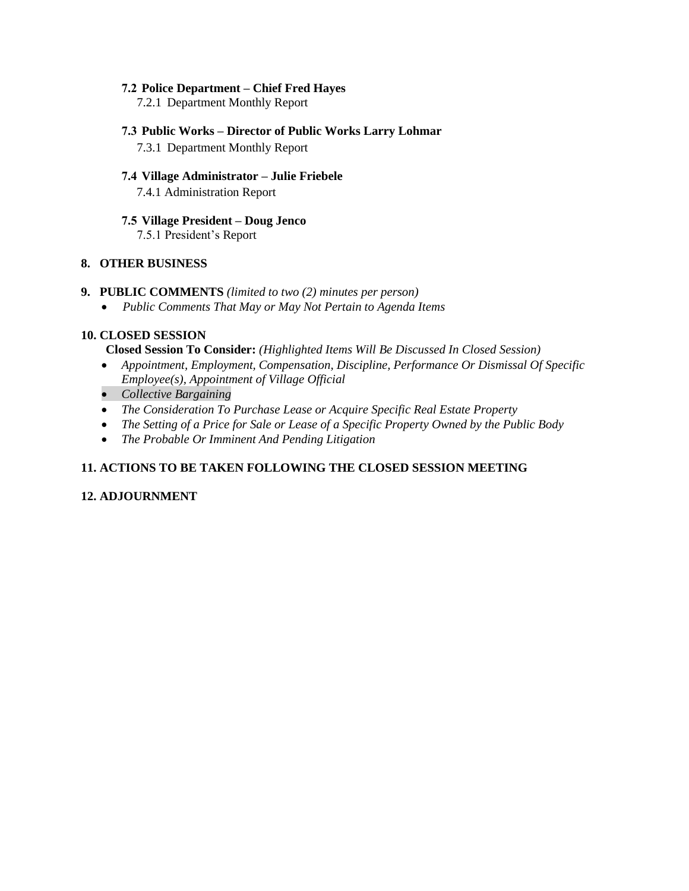**7.2 Police Department – Chief Fred Hayes**

7.2.1 Department Monthly Report

**7.3 Public Works – Director of Public Works Larry Lohmar**

7.3.1 Department Monthly Report

**7.4 Village Administrator – Julie Friebele**

7.4.1 Administration Report

**7.5 Village President – Doug Jenco**

7.5.1 President's Report

**8. OTHER BUSINESS**

**9. PUBLIC COMMENTS** *(limited to two (2) minutes per person)*

- *Public Comments That May or May Not Pertain to Agenda Items*

**10. CLOSED SESSION**

**Closed Session To Consider:** *(Highlighted Items Will Be Discussed In Closed Session)*

- *Appointment, Employment, Compensation, Discipline, Performance Or Dismissal Of Specific Employee(s), Appointment of Village Official*
- *Collective Bargaining*
- *The Consideration To Purchase Lease or Acquire Specific Real Estate Property*
- *The Setting of a Price for Sale or Lease of a Specific Property Owned by the Public Body*
- *The Probable Or Imminent And Pending Litigation*

**11. ACTIONS TO BE TAKEN FOLLOWING THE CLOSED SESSION MEETING**

**12. ADJOURNMENT**